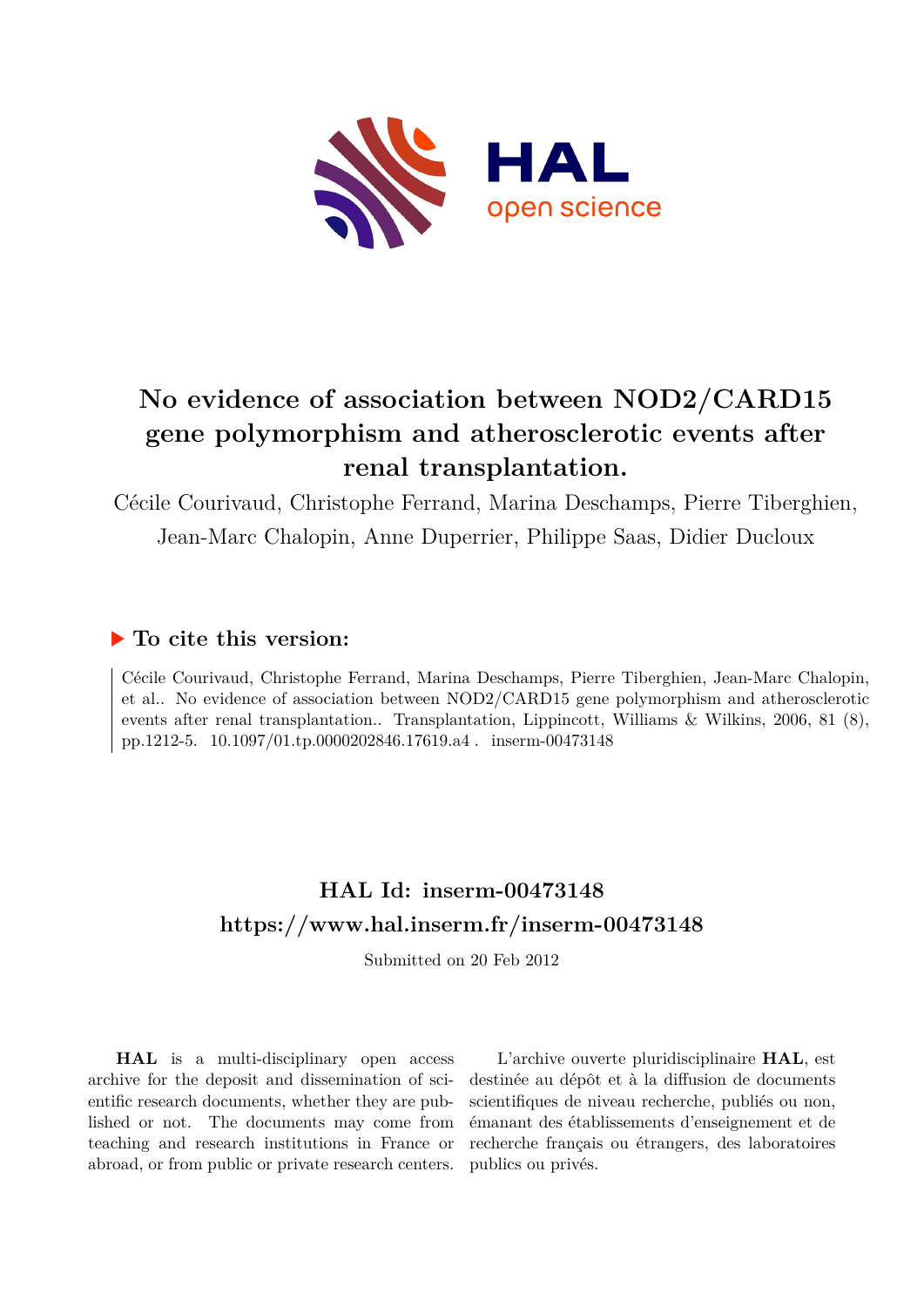# No evidence of association between NOD2/CARD15 gene polymorphism and atherosclerotic events after renal transplantation.

Cécile Courivaud, Christophe Ferrand, Marina Deschamps, Pierre Tiberghien, Jean-Marc Chalopin, Anne Duperrier, Philippe Saas, Didier Ducloux

## ▶ To cite this version:

Cécile Courivaud, Christophe Ferrand, Marina Deschamps, Pierre Tiberghien, Jean-Marc Chalopin, et al.. No evidence of association between NOD2/CARD15 gene polymorphism and atherosclerotic events after renal transplantation.. Transplantation, Lippincott, Williams & Wilkins, 2006, 81 (8), pp.1212-5. 10.1097/01.tp.0000202846.17619.a4 . inserm-00473148

## HAL Id: inserm-00473148
## https://www.hal.inserm.fr/inserm-00473148

Submitted on 20 Feb 2012

**HAL** is a multi-disciplinary open access archive for the deposit and dissemination of scientific research documents, whether they are published or not. The documents may come from teaching and research institutions in France or abroad, or from public or private research centers.

L'archive ouverte pluridisciplinaire **HAL**, est destinée au dépôt et à la diffusion de documents scientifiques de niveau recherche, publiés ou non, émanant des établissements d'enseignement et de recherche français ou étrangers, des laboratoires publics ou privés.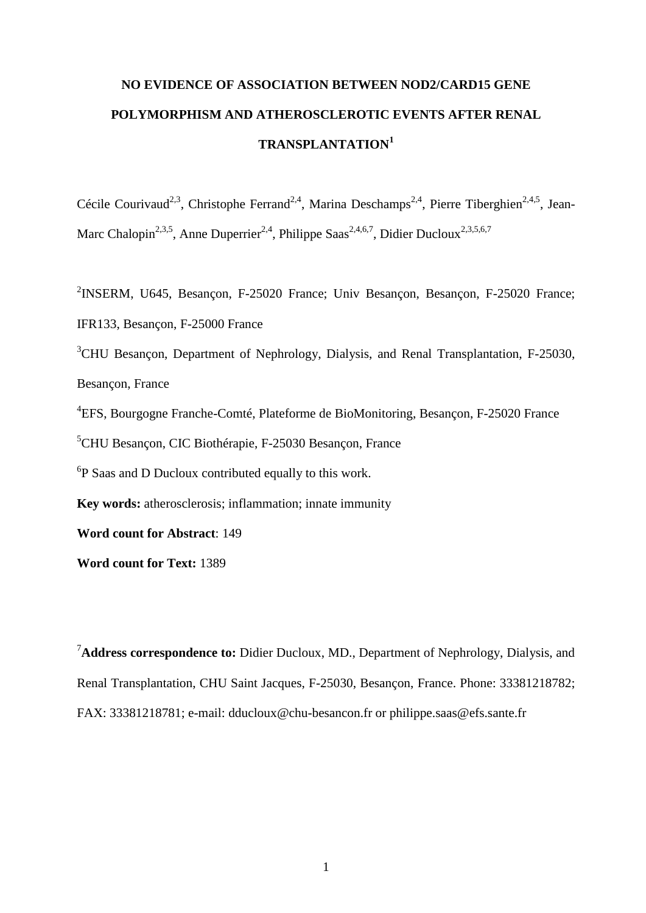# NO EVIDENCE OF ASSOCIATION BETWEEN NOD2/CARD15 GENE POLYMORPHISM AND ATHEROSCLEROTIC EVENTS AFTER RENAL TRANSPLANTATION[1]

Cécile Courivaud[2,3], Christophe Ferrand[2,4], Marina Deschamps[2,4], Pierre Tiberghien[2,4,5], Jean-Marc Chalopin[2,3,5], Anne Duperrier[2,4], Philippe Saas[2,4,6,7], Didier Ducloux[2,3,5,6,7]

[2]INSERM, U645, Besançon, F-25020 France; Univ Besançon, Besançon, F-25020 France; IFR133, Besançon, F-25000 France

[3]CHU Besançon, Department of Nephrology, Dialysis, and Renal Transplantation, F-25030, Besançon, France

[4]EFS, Bourgogne Franche-Comté, Plateforme de BioMonitoring, Besançon, F-25020 France

[5]CHU Besançon, CIC Biothérapie, F-25030 Besançon, France

[6]P Saas and D Ducloux contributed equally to this work.

**Key words:** atherosclerosis; inflammation; innate immunity

**Word count for Abstract**: 149

**Word count for Text:** 1389

[7]**Address correspondence to:** Didier Ducloux, MD., Department of Nephrology, Dialysis, and Renal Transplantation, CHU Saint Jacques, F-25030, Besançon, France. Phone: 33381218782; FAX: 33381218781; e-mail: dducloux@chu-besancon.fr or philippe.saas@efs.sante.fr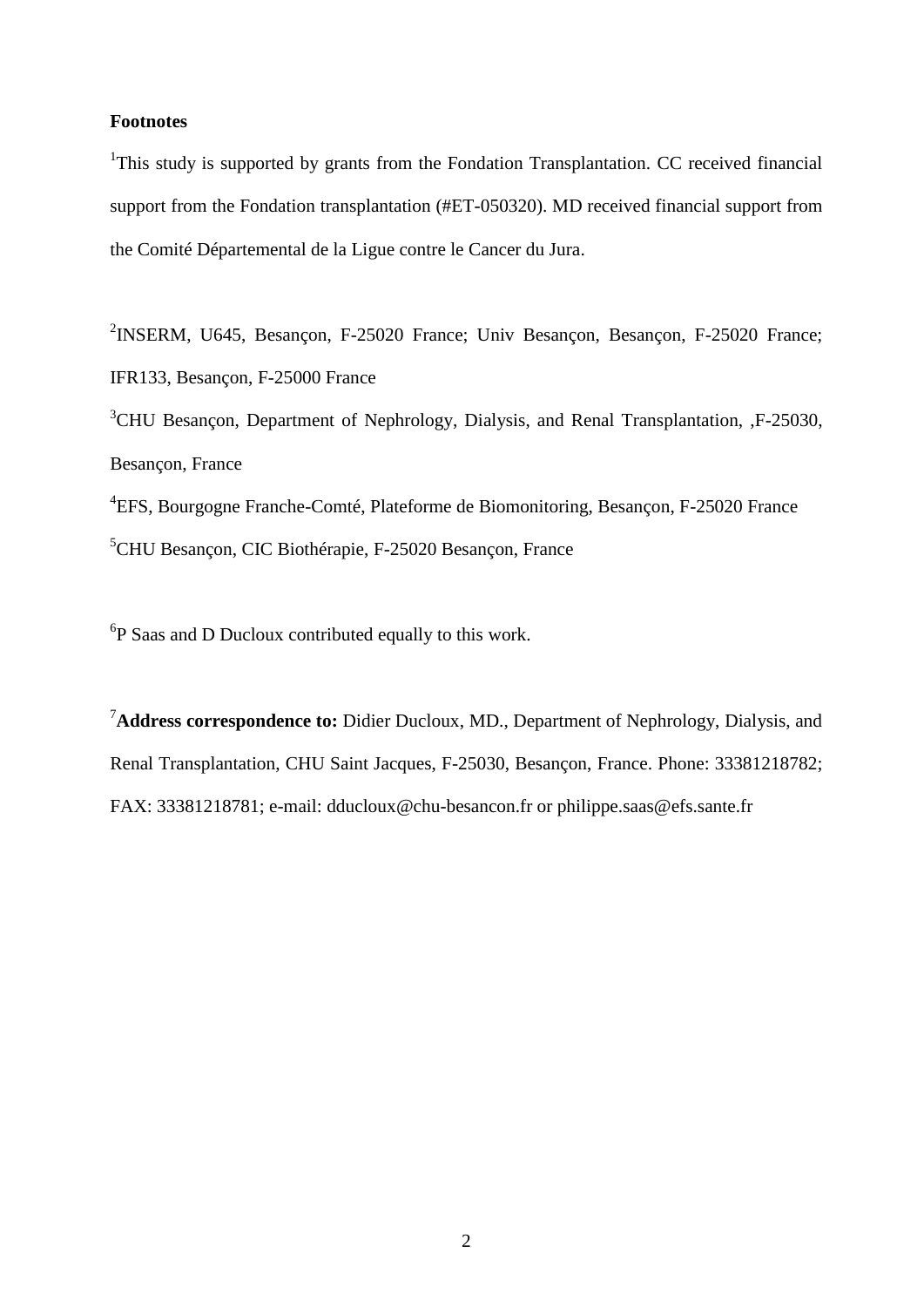**Footnotes**

[1]This study is supported by grants from the Fondation Transplantation. CC received financial support from the Fondation transplantation (#ET-050320). MD received financial support from the Comité Départemental de la Ligue contre le Cancer du Jura.

[2]INSERM, U645, Besançon, F-25020 France; Univ Besançon, Besançon, F-25020 France; IFR133, Besançon, F-25000 France

[3]CHU Besançon, Department of Nephrology, Dialysis, and Renal Transplantation, ,F-25030, Besançon, France

[4]EFS, Bourgogne Franche-Comté, Plateforme de Biomonitoring, Besançon, F-25020 France

[5]CHU Besançon, CIC Biothérapie, F-25020 Besançon, France

[6]P Saas and D Ducloux contributed equally to this work.

[7]**Address correspondence to:** Didier Ducloux, MD., Department of Nephrology, Dialysis, and Renal Transplantation, CHU Saint Jacques, F-25030, Besançon, France. Phone: 33381218782; FAX: 33381218781; e-mail: dducloux@chu-besancon.fr or philippe.saas@efs.sante.fr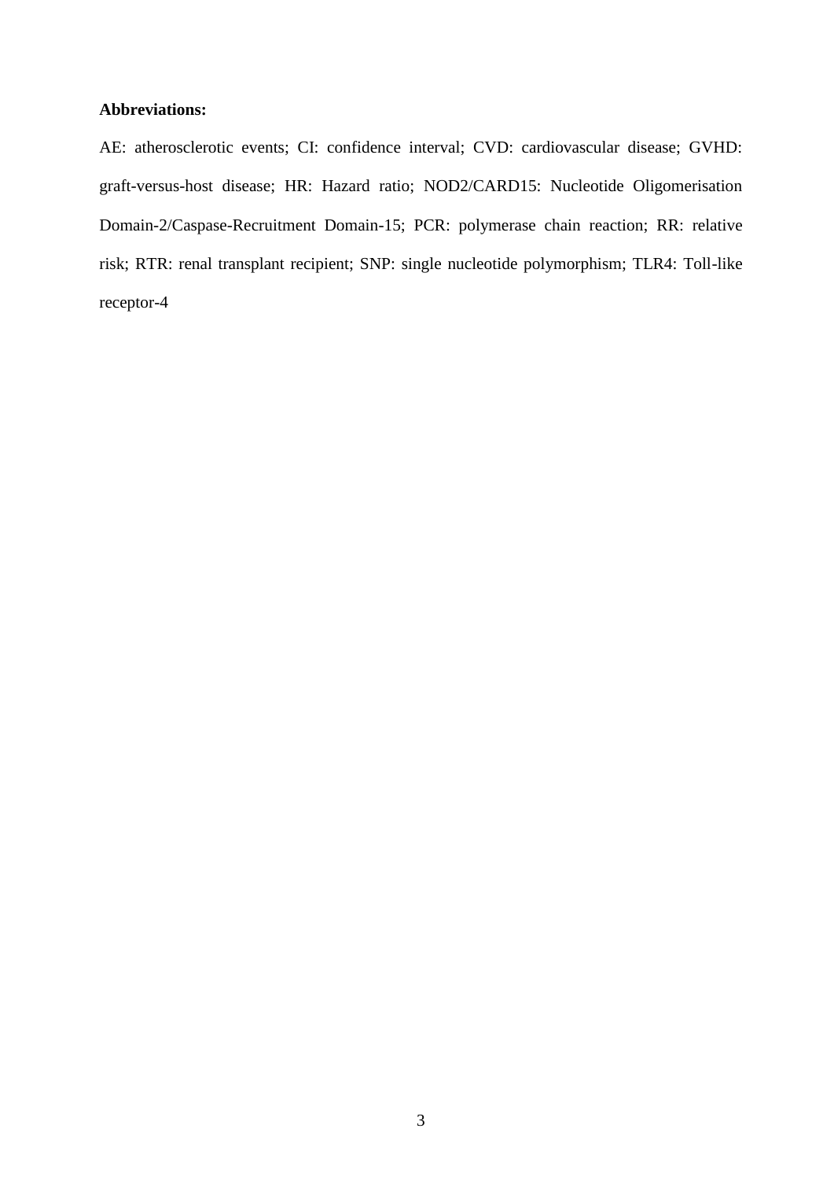**Abbreviations:**

AE: atherosclerotic events; CI: confidence interval; CVD: cardiovascular disease; GVHD: graft-versus-host disease; HR: Hazard ratio; NOD2/CARD15: Nucleotide Oligomerisation Domain-2/Caspase-Recruitment Domain-15; PCR: polymerase chain reaction; RR: relative risk; RTR: renal transplant recipient; SNP: single nucleotide polymorphism; TLR4: Toll-like receptor-4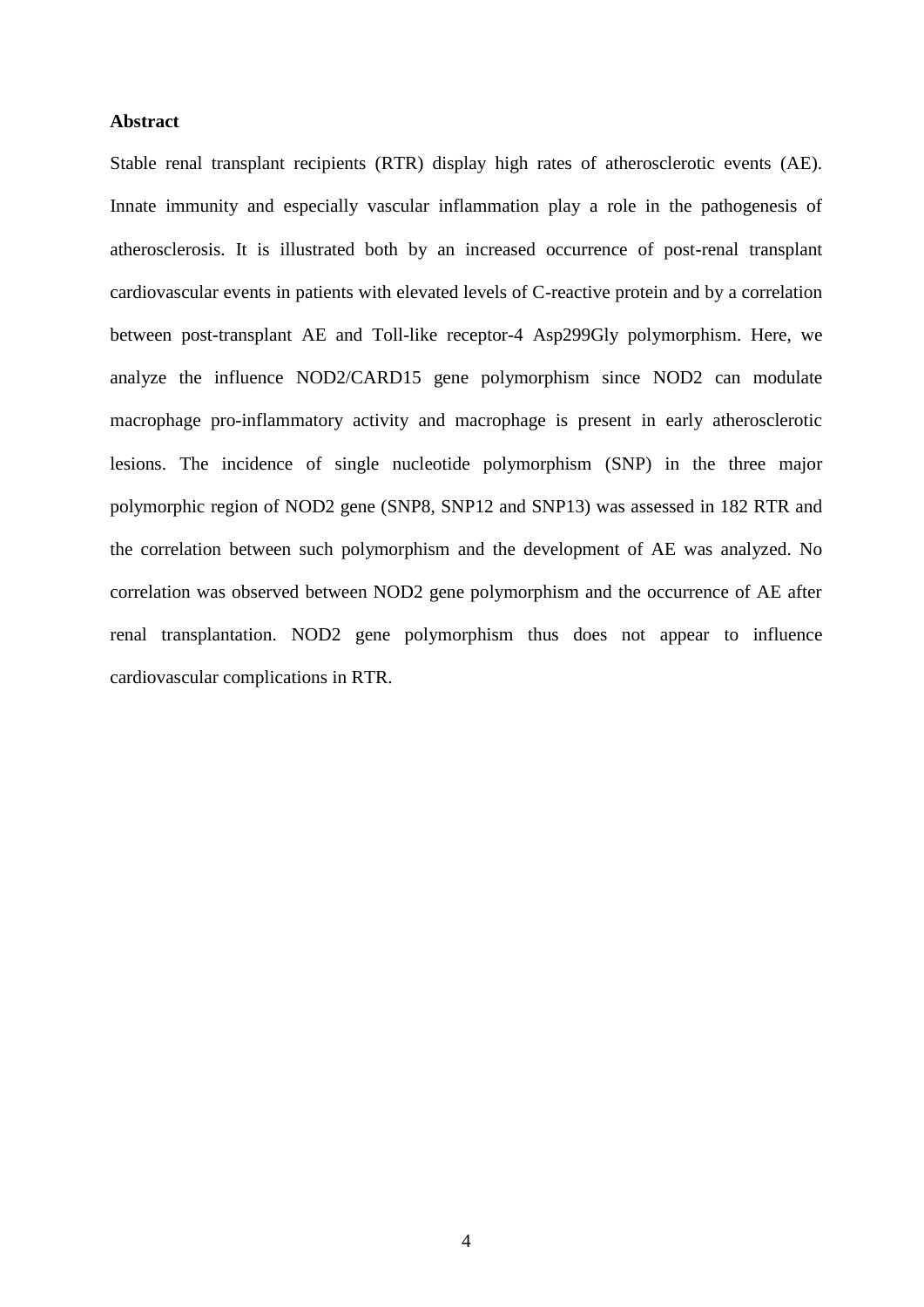**Abstract**

Stable renal transplant recipients (RTR) display high rates of atherosclerotic events (AE). Innate immunity and especially vascular inflammation play a role in the pathogenesis of atherosclerosis. It is illustrated both by an increased occurrence of post-renal transplant cardiovascular events in patients with elevated levels of C-reactive protein and by a correlation between post-transplant AE and Toll-like receptor-4 Asp299Gly polymorphism. Here, we analyze the influence NOD2/CARD15 gene polymorphism since NOD2 can modulate macrophage pro-inflammatory activity and macrophage is present in early atherosclerotic lesions. The incidence of single nucleotide polymorphism (SNP) in the three major polymorphic region of NOD2 gene (SNP8, SNP12 and SNP13) was assessed in 182 RTR and the correlation between such polymorphism and the development of AE was analyzed. No correlation was observed between NOD2 gene polymorphism and the occurrence of AE after renal transplantation. NOD2 gene polymorphism thus does not appear to influence cardiovascular complications in RTR.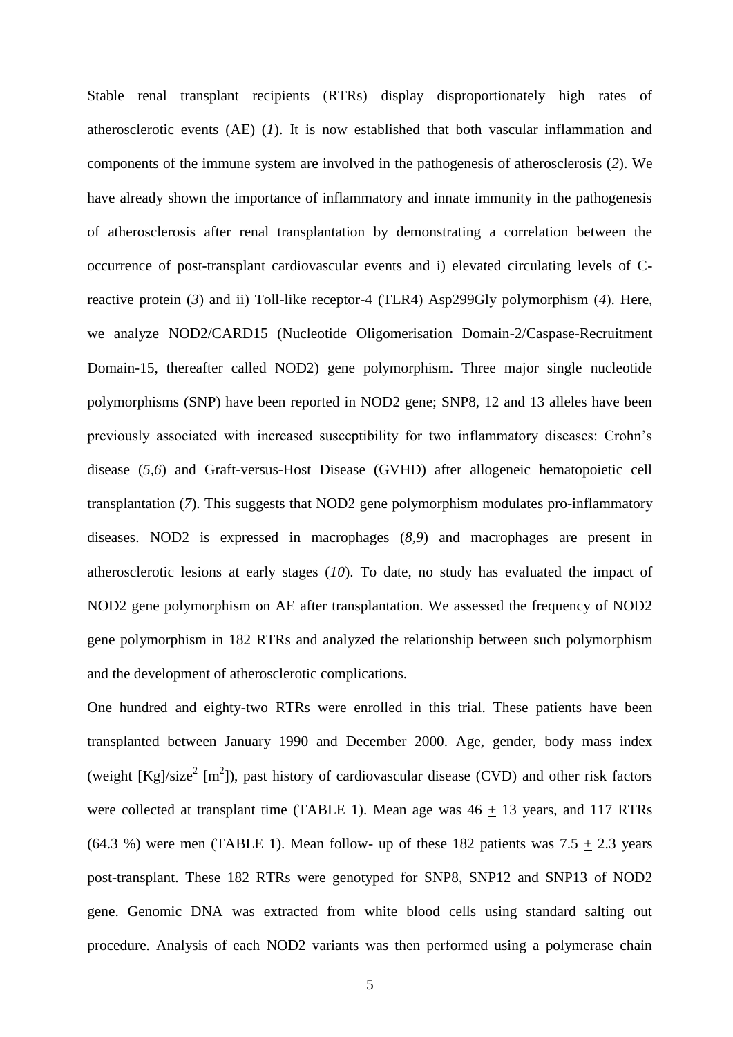Stable renal transplant recipients (RTRs) display disproportionately high rates of atherosclerotic events (AE) (*1*). It is now established that both vascular inflammation and components of the immune system are involved in the pathogenesis of atherosclerosis (*2*). We have already shown the importance of inflammatory and innate immunity in the pathogenesis of atherosclerosis after renal transplantation by demonstrating a correlation between the occurrence of post-transplant cardiovascular events and i) elevated circulating levels of C-reactive protein (*3*) and ii) Toll-like receptor-4 (TLR4) Asp299Gly polymorphism (*4*). Here, we analyze NOD2/CARD15 (Nucleotide Oligomerisation Domain-2/Caspase-Recruitment Domain-15, thereafter called NOD2) gene polymorphism. Three major single nucleotide polymorphisms (SNP) have been reported in NOD2 gene; SNP8, 12 and 13 alleles have been previously associated with increased susceptibility for two inflammatory diseases: Crohn's disease (*5,6*) and Graft-versus-Host Disease (GVHD) after allogeneic hematopoietic cell transplantation (*7*). This suggests that NOD2 gene polymorphism modulates pro-inflammatory diseases. NOD2 is expressed in macrophages (*8,9*) and macrophages are present in atherosclerotic lesions at early stages (*10*). To date, no study has evaluated the impact of NOD2 gene polymorphism on AE after transplantation. We assessed the frequency of NOD2 gene polymorphism in 182 RTRs and analyzed the relationship between such polymorphism and the development of atherosclerotic complications.

One hundred and eighty-two RTRs were enrolled in this trial. These patients have been transplanted between January 1990 and December 2000. Age, gender, body mass index (weight [Kg]/size$^2$ [m$^2$]), past history of cardiovascular disease (CVD) and other risk factors were collected at transplant time (TABLE 1). Mean age was 46 $\pm$ 13 years, and 117 RTRs (64.3 %) were men (TABLE 1). Mean follow- up of these 182 patients was 7.5 $\pm$ 2.3 years post-transplant. These 182 RTRs were genotyped for SNP8, SNP12 and SNP13 of NOD2 gene. Genomic DNA was extracted from white blood cells using standard salting out procedure. Analysis of each NOD2 variants was then performed using a polymerase chain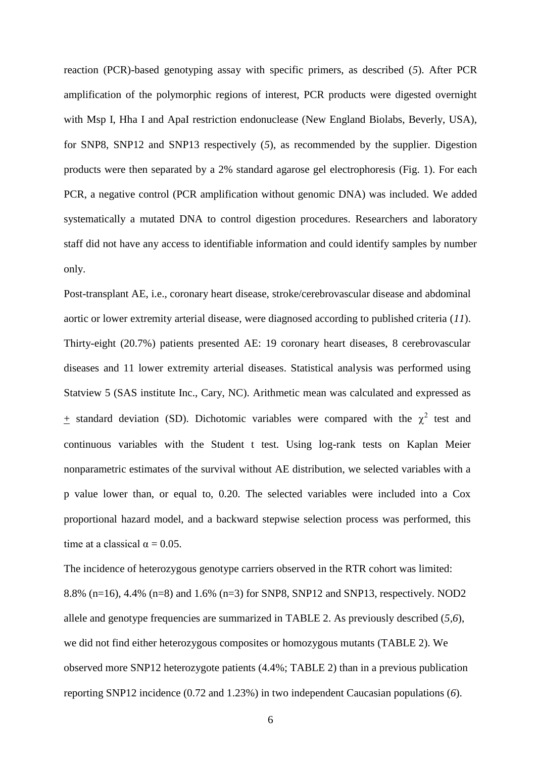reaction (PCR)-based genotyping assay with specific primers, as described (*5*). After PCR amplification of the polymorphic regions of interest, PCR products were digested overnight with Msp I, Hha I and ApaI restriction endonuclease (New England Biolabs, Beverly, USA), for SNP8, SNP12 and SNP13 respectively (*5*), as recommended by the supplier. Digestion products were then separated by a 2% standard agarose gel electrophoresis (Fig. 1). For each PCR, a negative control (PCR amplification without genomic DNA) was included. We added systematically a mutated DNA to control digestion procedures. Researchers and laboratory staff did not have any access to identifiable information and could identify samples by number only.

Post-transplant AE, i.e., coronary heart disease, stroke/cerebrovascular disease and abdominal aortic or lower extremity arterial disease, were diagnosed according to published criteria (*11*). Thirty-eight (20.7%) patients presented AE: 19 coronary heart diseases, 8 cerebrovascular diseases and 11 lower extremity arterial diseases. Statistical analysis was performed using Statview 5 (SAS institute Inc., Cary, NC). Arithmetic mean was calculated and expressed as $\pm$ standard deviation (SD). Dichotomic variables were compared with the $\chi^2$ test and continuous variables with the Student t test. Using log-rank tests on Kaplan Meier nonparametric estimates of the survival without AE distribution, we selected variables with a p value lower than, or equal to, 0.20. The selected variables were included into a Cox proportional hazard model, and a backward stepwise selection process was performed, this time at a classical $\alpha = 0.05$.

The incidence of heterozygous genotype carriers observed in the RTR cohort was limited: 8.8% (n=16), 4.4% (n=8) and 1.6% (n=3) for SNP8, SNP12 and SNP13, respectively. NOD2 allele and genotype frequencies are summarized in TABLE 2. As previously described (*5*,*6*), we did not find either heterozygous composites or homozygous mutants (TABLE 2). We observed more SNP12 heterozygote patients (4.4%; TABLE 2) than in a previous publication reporting SNP12 incidence (0.72 and 1.23%) in two independent Caucasian populations (*6*).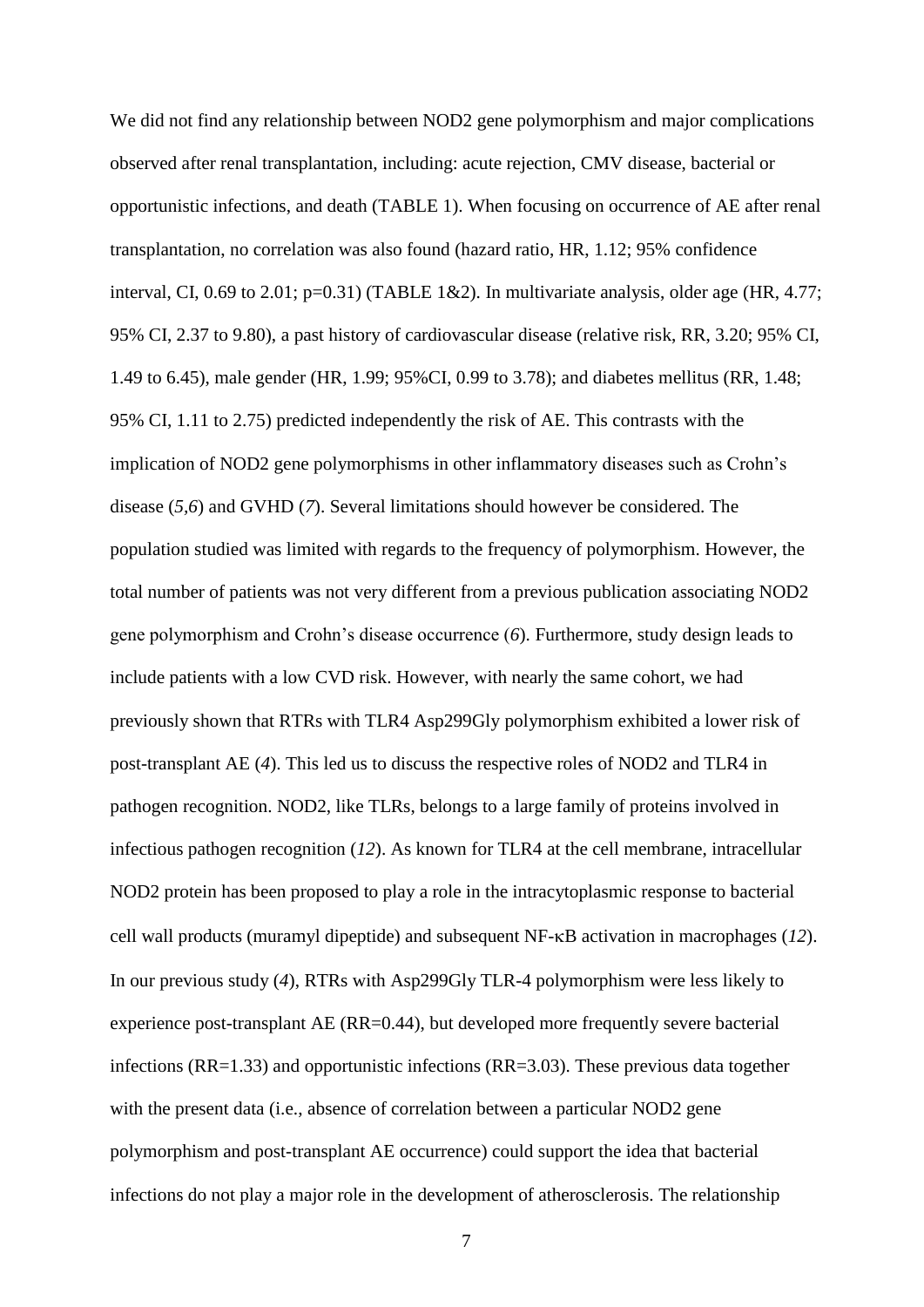We did not find any relationship between NOD2 gene polymorphism and major complications observed after renal transplantation, including: acute rejection, CMV disease, bacterial or opportunistic infections, and death (TABLE 1). When focusing on occurrence of AE after renal transplantation, no correlation was also found (hazard ratio, HR, 1.12; 95% confidence interval, CI, 0.69 to 2.01; p=0.31) (TABLE 1&2). In multivariate analysis, older age (HR, 4.77; 95% CI, 2.37 to 9.80), a past history of cardiovascular disease (relative risk, RR, 3.20; 95% CI, 1.49 to 6.45), male gender (HR, 1.99; 95%CI, 0.99 to 3.78); and diabetes mellitus (RR, 1.48; 95% CI, 1.11 to 2.75) predicted independently the risk of AE. This contrasts with the implication of NOD2 gene polymorphisms in other inflammatory diseases such as Crohn's disease (*5,6*) and GVHD (*7*). Several limitations should however be considered. The population studied was limited with regards to the frequency of polymorphism. However, the total number of patients was not very different from a previous publication associating NOD2 gene polymorphism and Crohn's disease occurrence (*6*). Furthermore, study design leads to include patients with a low CVD risk. However, with nearly the same cohort, we had previously shown that RTRs with TLR4 Asp299Gly polymorphism exhibited a lower risk of post-transplant AE (*4*). This led us to discuss the respective roles of NOD2 and TLR4 in pathogen recognition. NOD2, like TLRs, belongs to a large family of proteins involved in infectious pathogen recognition (*12*). As known for TLR4 at the cell membrane, intracellular NOD2 protein has been proposed to play a role in the intracytoplasmic response to bacterial cell wall products (muramyl dipeptide) and subsequent NF-κB activation in macrophages (*12*). In our previous study (*4*), RTRs with Asp299Gly TLR-4 polymorphism were less likely to experience post-transplant AE (RR=0.44), but developed more frequently severe bacterial infections (RR=1.33) and opportunistic infections (RR=3.03). These previous data together with the present data (i.e., absence of correlation between a particular NOD2 gene polymorphism and post-transplant AE occurrence) could support the idea that bacterial infections do not play a major role in the development of atherosclerosis. The relationship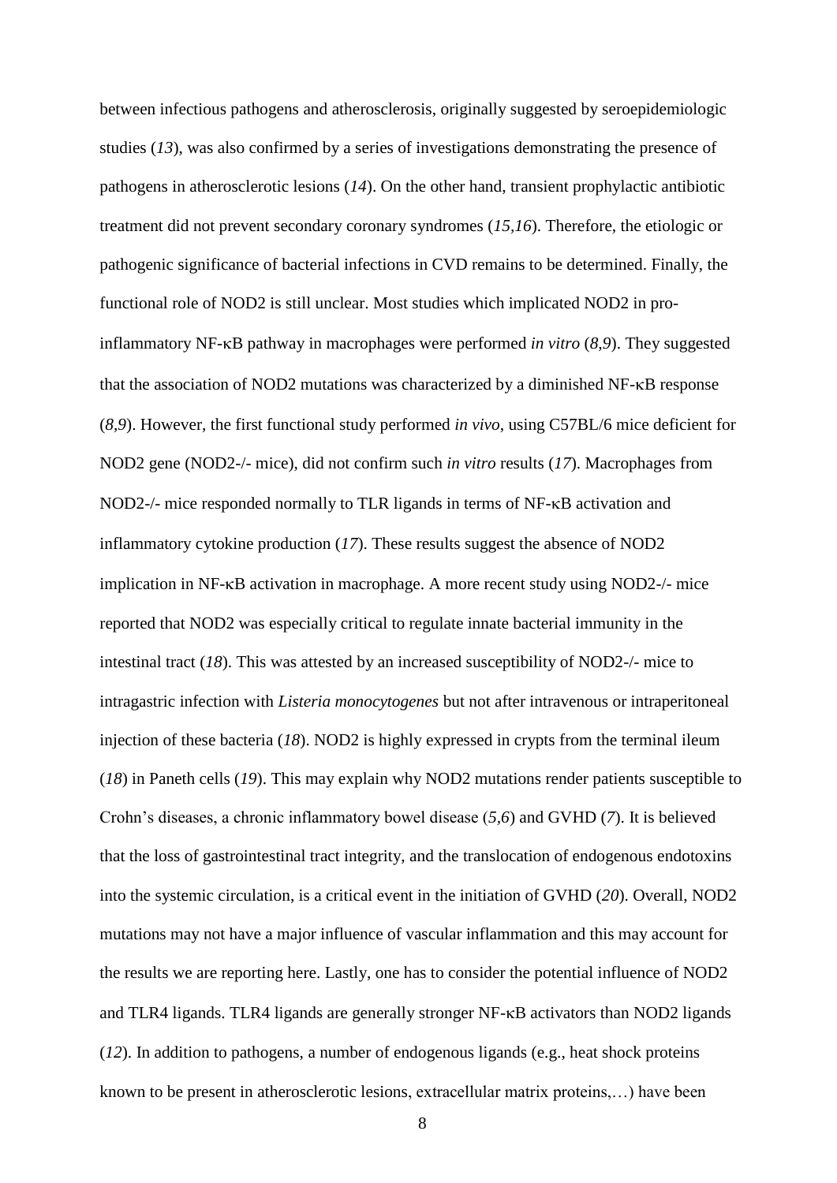between infectious pathogens and atherosclerosis, originally suggested by seroepidemiologic studies (*13*), was also confirmed by a series of investigations demonstrating the presence of pathogens in atherosclerotic lesions (*14*). On the other hand, transient prophylactic antibiotic treatment did not prevent secondary coronary syndromes (*15,16*). Therefore, the etiologic or pathogenic significance of bacterial infections in CVD remains to be determined. Finally, the functional role of NOD2 is still unclear. Most studies which implicated NOD2 in pro-inflammatory NF-κB pathway in macrophages were performed *in vitro* (*8,9*). They suggested that the association of NOD2 mutations was characterized by a diminished NF-κB response (*8,9*). However, the first functional study performed *in vivo*, using C57BL/6 mice deficient for NOD2 gene (NOD2-/- mice), did not confirm such *in vitro* results (*17*). Macrophages from NOD2-/- mice responded normally to TLR ligands in terms of NF-κB activation and inflammatory cytokine production (*17*). These results suggest the absence of NOD2 implication in NF-κB activation in macrophage. A more recent study using NOD2-/- mice reported that NOD2 was especially critical to regulate innate bacterial immunity in the intestinal tract (*18*). This was attested by an increased susceptibility of NOD2-/- mice to intragastric infection with *Listeria monocytogenes* but not after intravenous or intraperitoneal injection of these bacteria (*18*). NOD2 is highly expressed in crypts from the terminal ileum (*18*) in Paneth cells (*19*). This may explain why NOD2 mutations render patients susceptible to Crohn's diseases, a chronic inflammatory bowel disease (*5,6*) and GVHD (*7*). It is believed that the loss of gastrointestinal tract integrity, and the translocation of endogenous endotoxins into the systemic circulation, is a critical event in the initiation of GVHD (*20*). Overall, NOD2 mutations may not have a major influence of vascular inflammation and this may account for the results we are reporting here. Lastly, one has to consider the potential influence of NOD2 and TLR4 ligands. TLR4 ligands are generally stronger NF-κB activators than NOD2 ligands (*12*). In addition to pathogens, a number of endogenous ligands (e.g., heat shock proteins known to be present in atherosclerotic lesions, extracellular matrix proteins,…) have been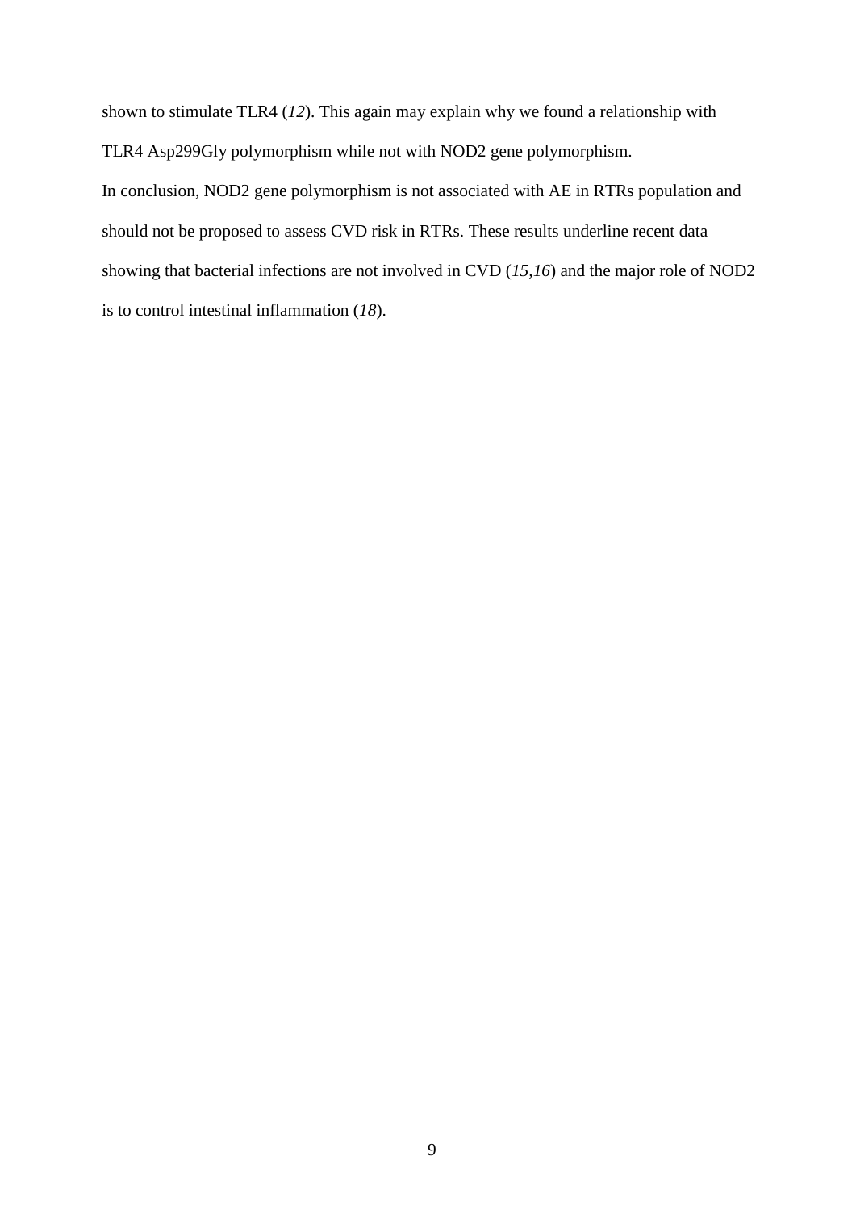shown to stimulate TLR4 (*12*). This again may explain why we found a relationship with TLR4 Asp299Gly polymorphism while not with NOD2 gene polymorphism.

In conclusion, NOD2 gene polymorphism is not associated with AE in RTRs population and should not be proposed to assess CVD risk in RTRs. These results underline recent data showing that bacterial infections are not involved in CVD (*15,16*) and the major role of NOD2 is to control intestinal inflammation (*18*).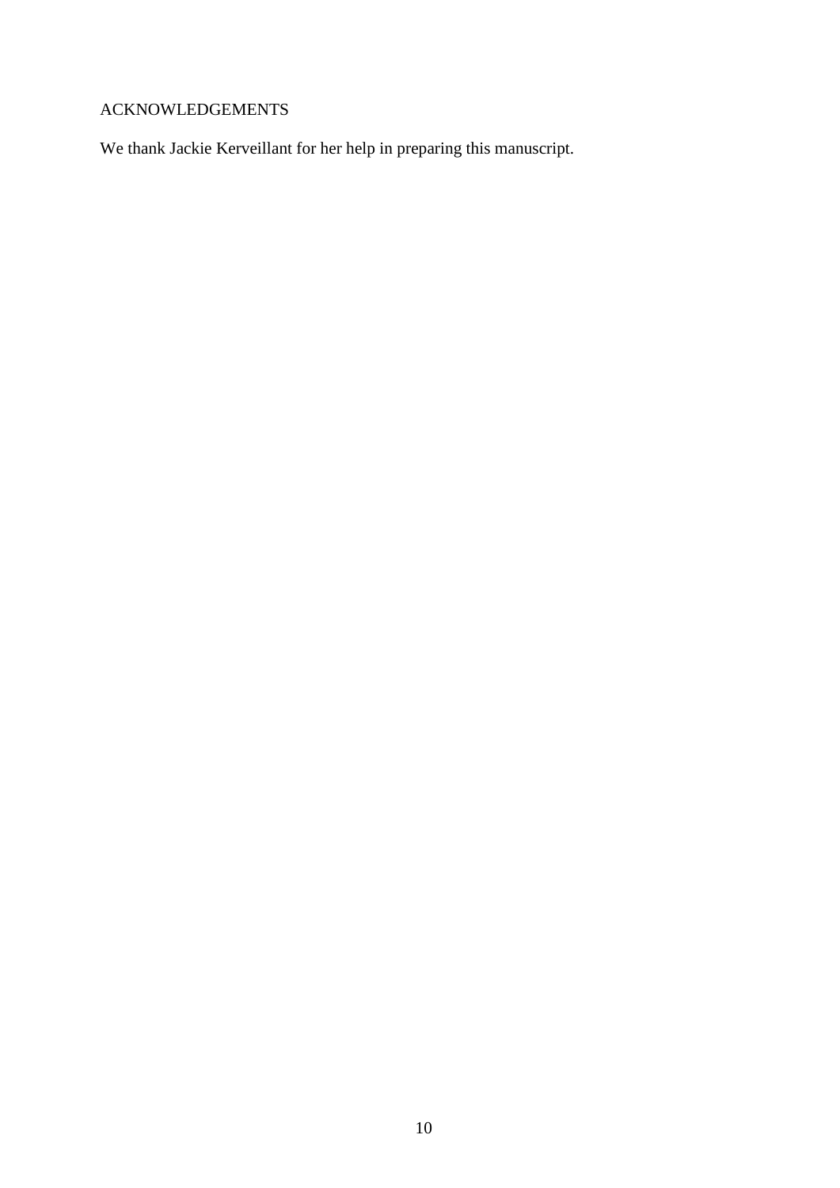## ACKNOWLEDGEMENTS

We thank Jackie Kerveillant for her help in preparing this manuscript.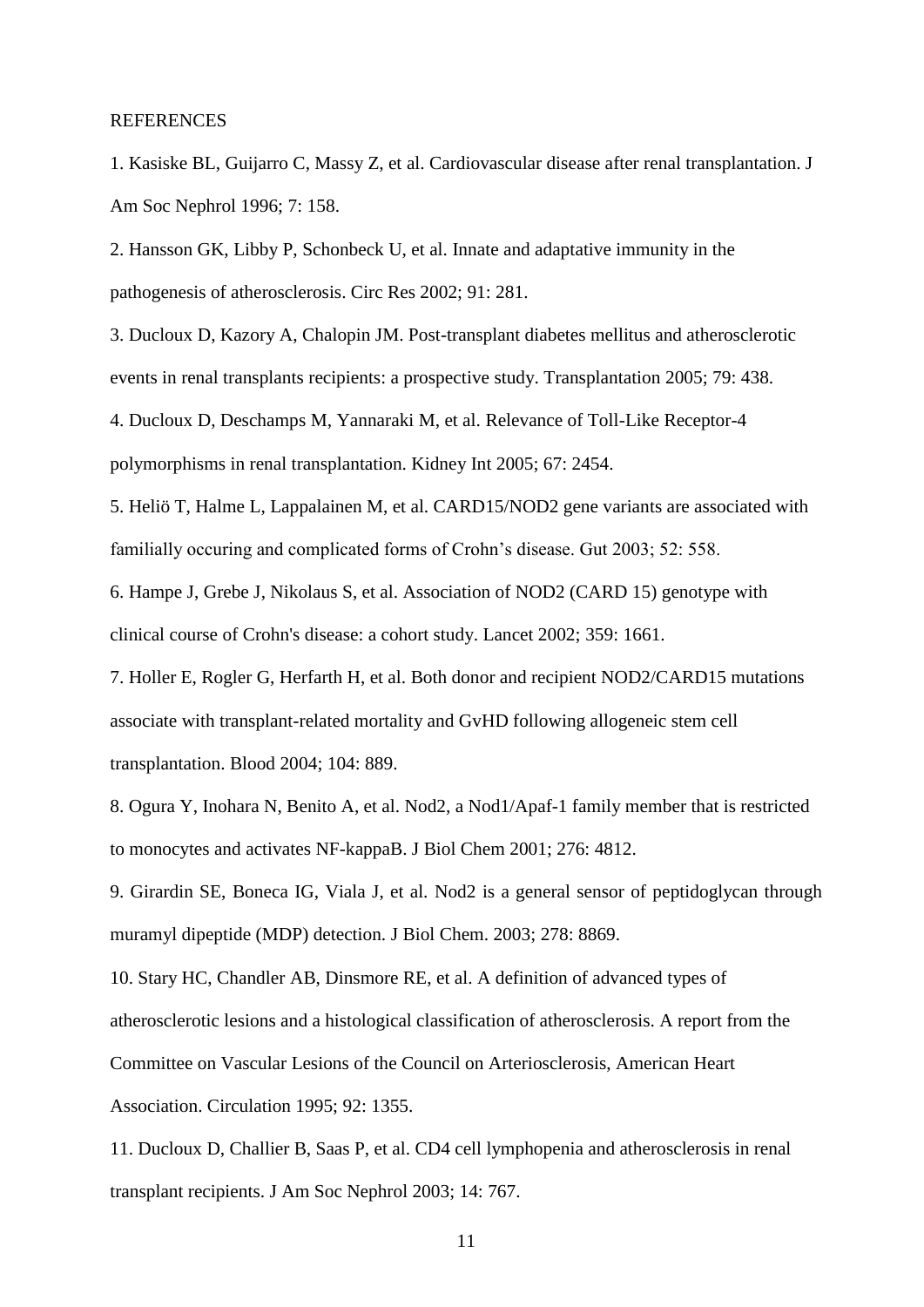REFERENCES

1. Kasiske BL, Guijarro C, Massy Z, et al. Cardiovascular disease after renal transplantation. J Am Soc Nephrol 1996; 7: 158.

2. Hansson GK, Libby P, Schonbeck U, et al. Innate and adaptative immunity in the pathogenesis of atherosclerosis. Circ Res 2002; 91: 281.

3. Ducloux D, Kazory A, Chalopin JM. Post-transplant diabetes mellitus and atherosclerotic events in renal transplants recipients: a prospective study. Transplantation 2005; 79: 438.

4. Ducloux D, Deschamps M, Yannaraki M, et al. Relevance of Toll-Like Receptor-4 polymorphisms in renal transplantation. Kidney Int 2005; 67: 2454.

5. Heliö T, Halme L, Lappalainen M, et al. CARD15/NOD2 gene variants are associated with familially occuring and complicated forms of Crohn's disease. Gut 2003; 52: 558.

6. Hampe J, Grebe J, Nikolaus S, et al. Association of NOD2 (CARD 15) genotype with clinical course of Crohn's disease: a cohort study. Lancet 2002; 359: 1661.

7. Holler E, Rogler G, Herfarth H, et al. Both donor and recipient NOD2/CARD15 mutations associate with transplant-related mortality and GvHD following allogeneic stem cell transplantation. Blood 2004; 104: 889.

8. Ogura Y, Inohara N, Benito A, et al. Nod2, a Nod1/Apaf-1 family member that is restricted to monocytes and activates NF-kappaB. J Biol Chem 2001; 276: 4812.

9. Girardin SE, Boneca IG, Viala J, et al. Nod2 is a general sensor of peptidoglycan through muramyl dipeptide (MDP) detection. J Biol Chem. 2003; 278: 8869.

10. Stary HC, Chandler AB, Dinsmore RE, et al. A definition of advanced types of atherosclerotic lesions and a histological classification of atherosclerosis. A report from the Committee on Vascular Lesions of the Council on Arteriosclerosis, American Heart Association. Circulation 1995; 92: 1355.

11. Ducloux D, Challier B, Saas P, et al. CD4 cell lymphopenia and atherosclerosis in renal transplant recipients. J Am Soc Nephrol 2003; 14: 767.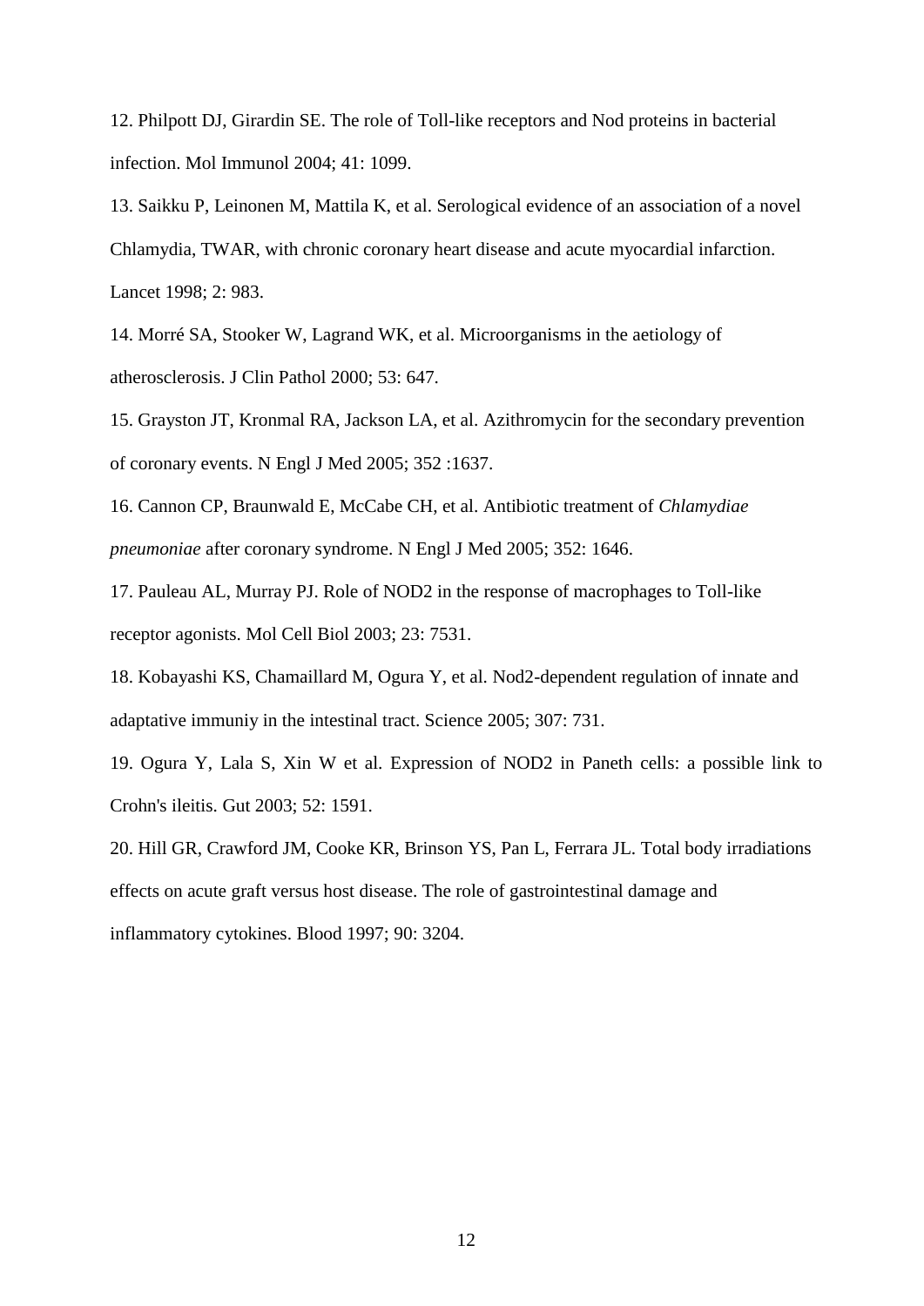12. Philpott DJ, Girardin SE. The role of Toll-like receptors and Nod proteins in bacterial infection. Mol Immunol 2004; 41: 1099.

13. Saikku P, Leinonen M, Mattila K, et al. Serological evidence of an association of a novel Chlamydia, TWAR, with chronic coronary heart disease and acute myocardial infarction. Lancet 1998; 2: 983.

14. Morré SA, Stooker W, Lagrand WK, et al. Microorganisms in the aetiology of atherosclerosis. J Clin Pathol 2000; 53: 647.

15. Grayston JT, Kronmal RA, Jackson LA, et al. Azithromycin for the secondary prevention of coronary events. N Engl J Med 2005; 352 :1637.

16. Cannon CP, Braunwald E, McCabe CH, et al. Antibiotic treatment of *Chlamydiae pneumoniae* after coronary syndrome. N Engl J Med 2005; 352: 1646.

17. Pauleau AL, Murray PJ. Role of NOD2 in the response of macrophages to Toll-like receptor agonists. Mol Cell Biol 2003; 23: 7531.

18. Kobayashi KS, Chamaillard M, Ogura Y, et al. Nod2-dependent regulation of innate and adaptative immuniy in the intestinal tract. Science 2005; 307: 731.

19. Ogura Y, Lala S, Xin W et al. Expression of NOD2 in Paneth cells: a possible link to Crohn's ileitis. Gut 2003; 52: 1591.

20. Hill GR, Crawford JM, Cooke KR, Brinson YS, Pan L, Ferrara JL. Total body irradiations effects on acute graft versus host disease. The role of gastrointestinal damage and inflammatory cytokines. Blood 1997; 90: 3204.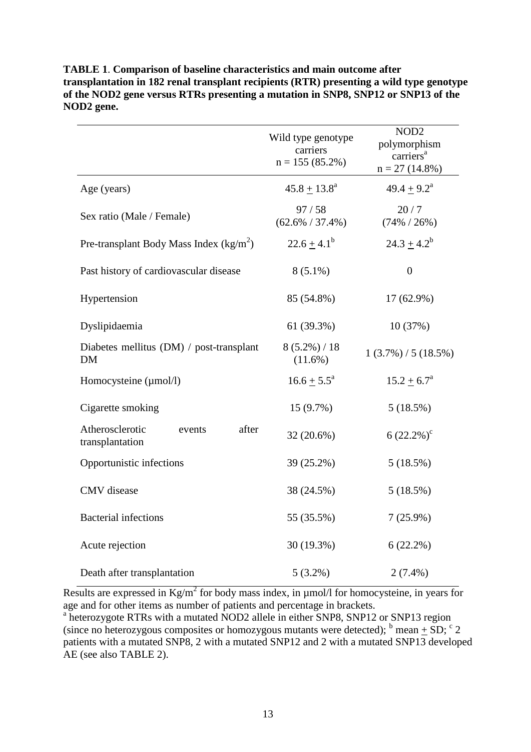**TABLE 1**. **Comparison of baseline characteristics and main outcome after transplantation in 182 renal transplant recipients (RTR) presenting a wild type genotype of the NOD2 gene versus RTRs presenting a mutation in SNP8, SNP12 or SNP13 of the NOD2 gene.**

| | Wild type genotype carriers n = 155 (85.2%) | NOD2 polymorphism carriers[a] n = 27 (14.8%) |
|---|---|---|
| Age (years) | 45.8 $\pm$ 13.8[a] | 49.4 $\pm$ 9.2[a] |
| Sex ratio (Male / Female) | 97 / 58 (62.6% / 37.4%) | 20 / 7 (74% / 26%) |
| Pre-transplant Body Mass Index ($kg/m^2$) | 22.6 $\pm$ 4.1[b] | 24.3 $\pm$ 4.2[b] |
| Past history of cardiovascular disease | 8 (5.1%) | 0 |
| Hypertension | 85 (54.8%) | 17 (62.9%) |
| Dyslipidaemia | 61 (39.3%) | 10 (37%) |
| Diabetes mellitus (DM) / post-transplant DM | 8 (5.2%) / 18 (11.6%) | 1 (3.7%) / 5 (18.5%) |
| Homocysteine (µmol/l) | 16.6 $\pm$ 5.5[a] | 15.2 $\pm$ 6.7[a] |
| Cigarette smoking | 15 (9.7%) | 5 (18.5%) |
| Atherosclerotic events after transplantation | 32 (20.6%) | 6 (22.2%)[c] |
| Opportunistic infections | 39 (25.2%) | 5 (18.5%) |
| CMV disease | 38 (24.5%) | 5 (18.5%) |
| Bacterial infections | 55 (35.5%) | 7 (25.9%) |
| Acute rejection | 30 (19.3%) | 6 (22.2%) |
| Death after transplantation | 5 (3.2%) | 2 (7.4%) |

Results are expressed in $Kg/m^2$ for body mass index, in µmol/l for homocysteine, in years for age and for other items as number of patients and percentage in brackets.
[a] heterozygote RTRs with a mutated NOD2 allele in either SNP8, SNP12 or SNP13 region (since no heterozygous composites or homozygous mutants were detected); [b] mean $\pm$ SD; [c] 2 patients with a mutated SNP8, 2 with a mutated SNP12 and 2 with a mutated SNP13 developed AE (see also TABLE 2).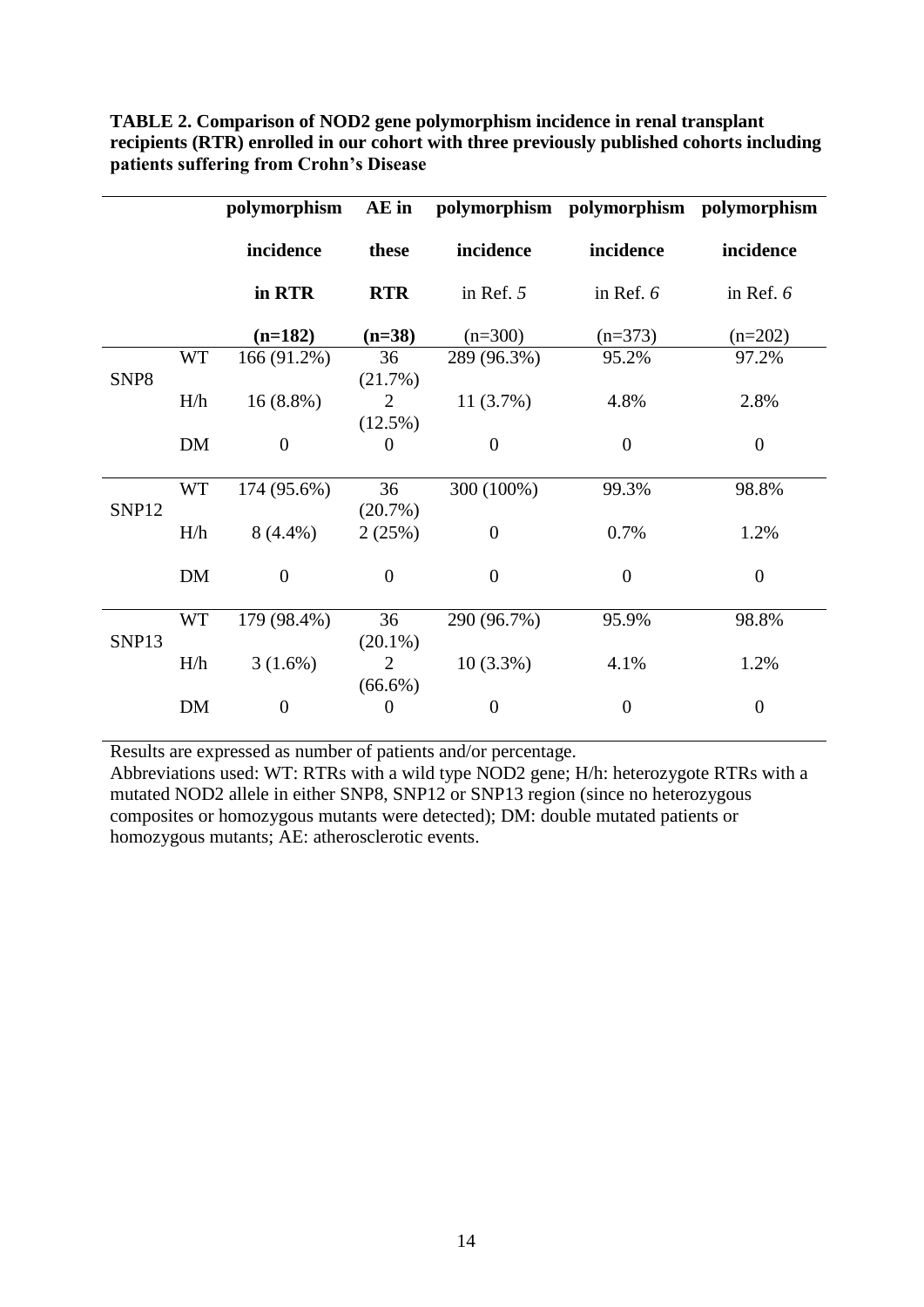**TABLE 2. Comparison of NOD2 gene polymorphism incidence in renal transplant recipients (RTR) enrolled in our cohort with three previously published cohorts including patients suffering from Crohn's Disease**

| | | **polymorphism incidence in RTR (n=182)** | **AE in these RTR (n=38)** | **polymorphism incidence** in Ref. *5* (n=300) | **polymorphism incidence** in Ref. *6* (n=373) | **polymorphism incidence** in Ref. *6* (n=202) |
|---|---|---|---|---|---|---|
| SNP8 | WT | 166 (91.2%) | 36 (21.7%) | 289 (96.3%) | 95.2% | 97.2% |
| | H/h | 16 (8.8%) | 2 (12.5%) | 11 (3.7%) | 4.8% | 2.8% |
| | DM | 0 | 0 | 0 | 0 | 0 |
| SNP12 | WT | 174 (95.6%) | 36 (20.7%) | 300 (100%) | 99.3% | 98.8% |
| | H/h | 8 (4.4%) | 2 (25%) | 0 | 0.7% | 1.2% |
| | DM | 0 | 0 | 0 | 0 | 0 |
| SNP13 | WT | 179 (98.4%) | 36 (20.1%) | 290 (96.7%) | 95.9% | 98.8% |
| | H/h | 3 (1.6%) | 2 (66.6%) | 10 (3.3%) | 4.1% | 1.2% |
| | DM | 0 | 0 | 0 | 0 | 0 |

Results are expressed as number of patients and/or percentage.
Abbreviations used: WT: RTRs with a wild type NOD2 gene; H/h: heterozygote RTRs with a mutated NOD2 allele in either SNP8, SNP12 or SNP13 region (since no heterozygous composites or homozygous mutants were detected); DM: double mutated patients or homozygous mutants; AE: atherosclerotic events.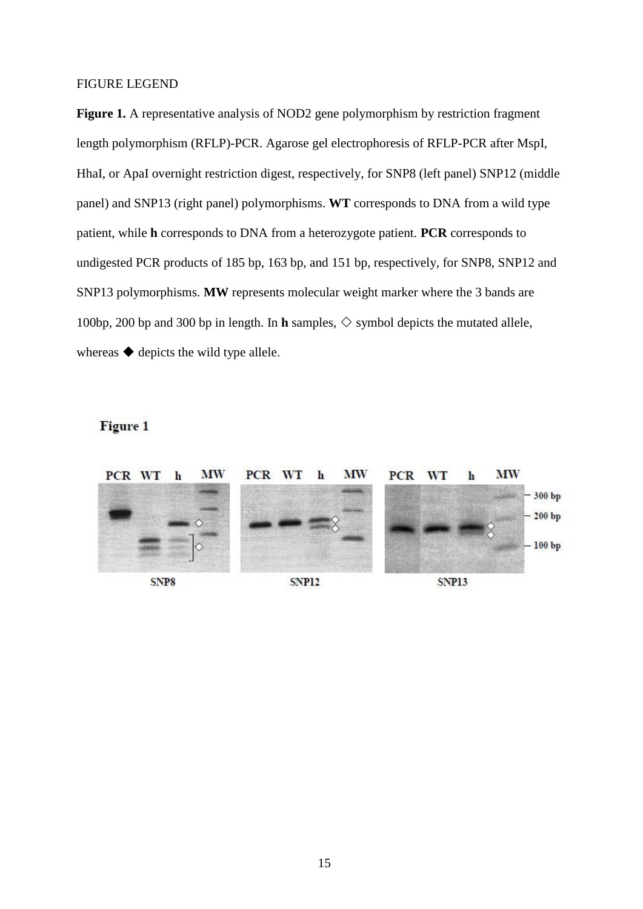FIGURE LEGEND

**Figure 1.** A representative analysis of NOD2 gene polymorphism by restriction fragment length polymorphism (RFLP)-PCR. Agarose gel electrophoresis of RFLP-PCR after MspI, HhaI, or ApaI overnight restriction digest, respectively, for SNP8 (left panel) SNP12 (middle panel) and SNP13 (right panel) polymorphisms. **WT** corresponds to DNA from a wild type patient, while **h** corresponds to DNA from a heterozygote patient. **PCR** corresponds to undigested PCR products of 185 bp, 163 bp, and 151 bp, respectively, for SNP8, SNP12 and SNP13 polymorphisms. **MW** represents molecular weight marker where the 3 bands are 100bp, 200 bp and 300 bp in length. In **h** samples, ◇ symbol depicts the mutated allele, whereas ◆ depicts the wild type allele.

**Figure 1**

PCR WT h MW PCR WT h MW PCR WT h MW
300 bp
200 bp
100 bp
SNP8 SNP12 SNP13